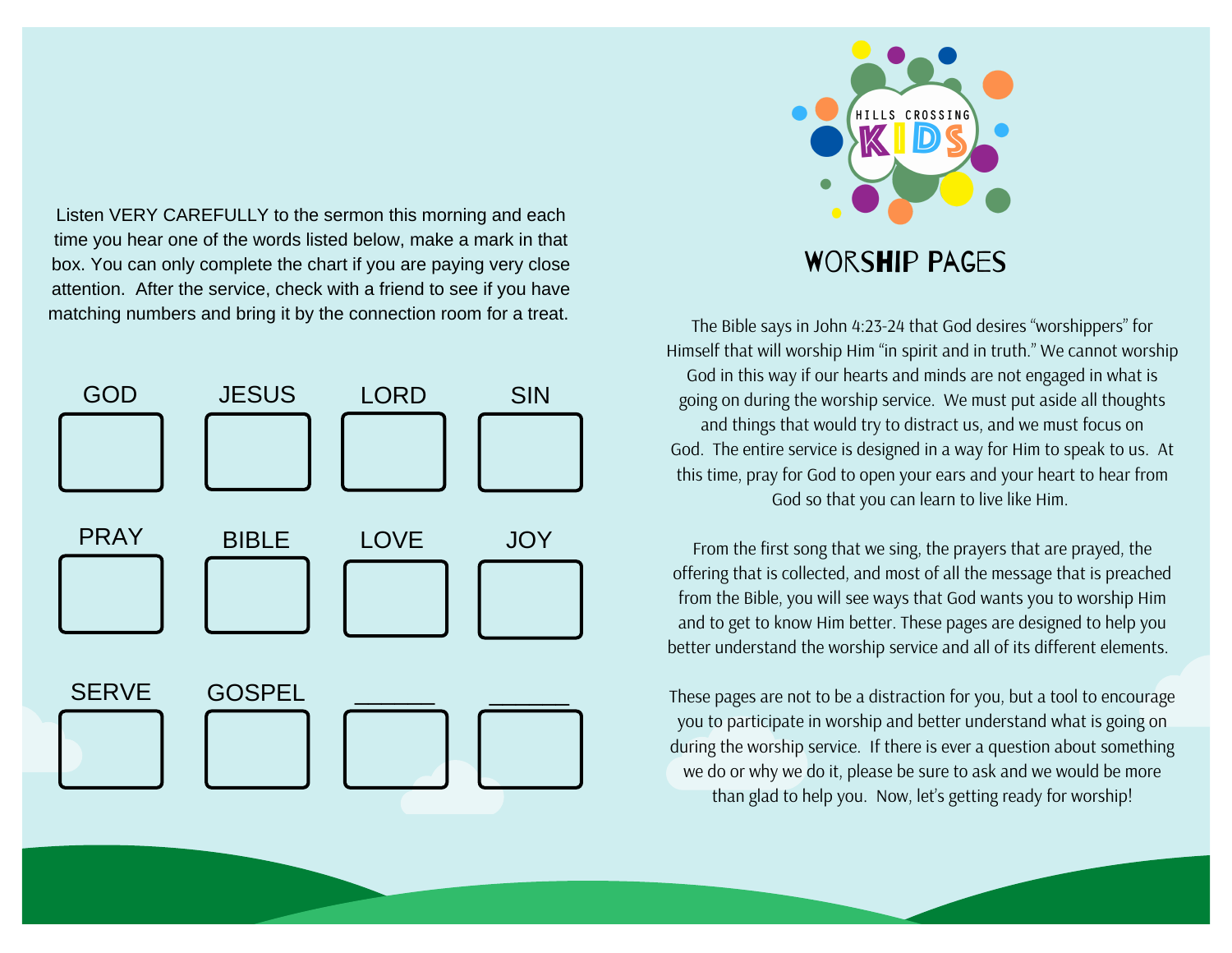Listen VERY CAREFULLY to the sermon this morning and each time you hear one of the words listed below, make a mark in that box. You can only complete the chart if you are paying very close attention. After the service, check with a friend to see if you have matching numbers and bring it by the connection room for a treat.

| GOD | JESUS | LORD | SIN |
| --- | --- | --- | --- |
| | | | |
| PRAY | BIBLE | LOVE | JOY |
| | | | |
| SERVE | GOSPEL | ______ | ______ |
| | | | |

HILLS CROSSING KIDS

# WORSHIP PAGES

The Bible says in John 4:23-24 that God desires "worshippers" for Himself that will worship Him "in spirit and in truth." We cannot worship God in this way if our hearts and minds are not engaged in what is going on during the worship service. We must put aside all thoughts and things that would try to distract us, and we must focus on God. The entire service is designed in a way for Him to speak to us. At this time, pray for God to open your ears and your heart to hear from God so that you can learn to live like Him.

From the first song that we sing, the prayers that are prayed, the offering that is collected, and most of all the message that is preached from the Bible, you will see ways that God wants you to worship Him and to get to know Him better. These pages are designed to help you better understand the worship service and all of its different elements.

These pages are not to be a distraction for you, but a tool to encourage you to participate in worship and better understand what is going on during the worship service. If there is ever a question about something we do or why we do it, please be sure to ask and we would be more than glad to help you. Now, let's getting ready for worship!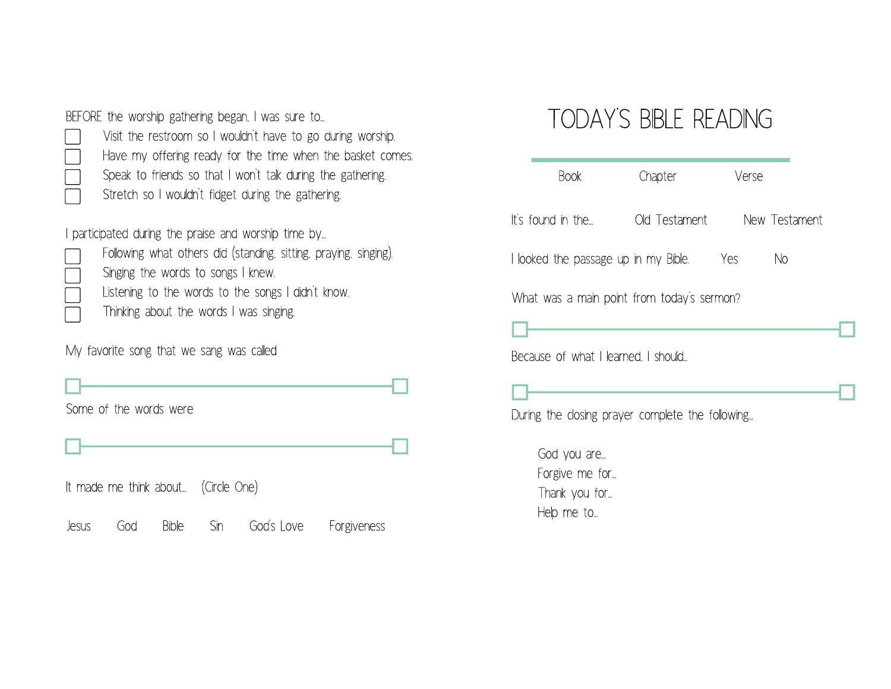BEFORE the worship gathering began, I was sure to…

- [ ] Visit the restroom so I wouldn't have to go during worship.
- [ ] Have my offering ready for the time when the basket comes.
- [ ] Speak to friends so that I won't talk during the gathering.
- [ ] Stretch so I wouldn't fidget during the gathering.

I participated during the praise and worship time by…

- [ ] Following what others did (standing, sitting, praying, singing).
- [ ] Singing the words to songs I knew.
- [ ] Listening to the words to the songs I didn't know.
- [ ] Thinking about the words I was singing.

My favorite song that we sang was called

Some of the words were

It made me think about… (Circle One)

Jesus    God    Bible    Sin    God's Love    Forgiveness

# TODAY'S BIBLE READING

Book    Chapter    Verse

It's found in the…    Old Testament    New Testament

I looked the passage up in my Bible.    Yes    No

What was a main point from today's sermon?

Because of what I learned, I should…

During the closing prayer complete the following…

God you are…
Forgive me for…
Thank you for…
Help me to…